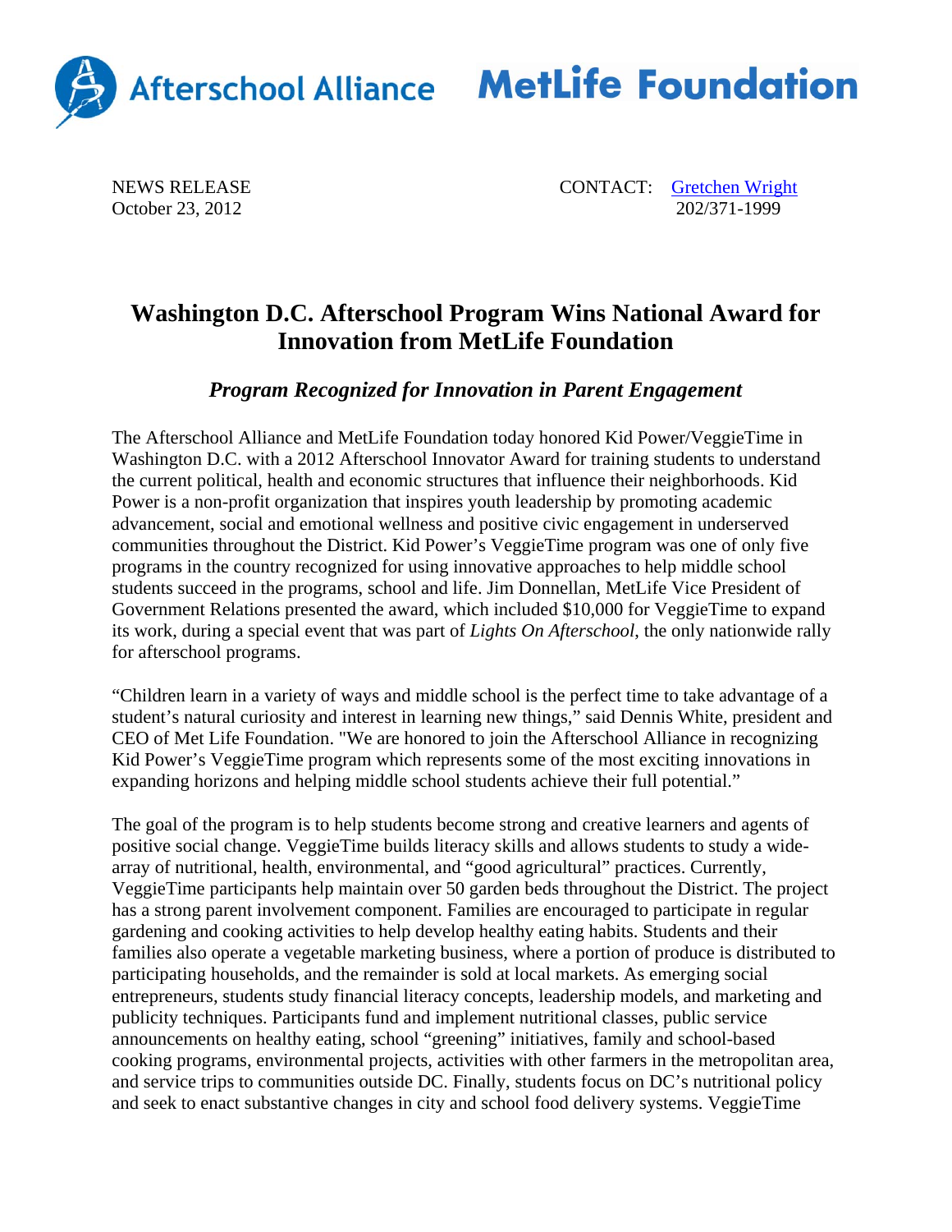Afterschool Alliance MetLife Foundation

NEWS RELEASE
October 23, 2012

CONTACT: [Gretchen Wright](#)
202/371-1999

# Washington D.C. Afterschool Program Wins National Award for Innovation from MetLife Foundation

## *Program Recognized for Innovation in Parent Engagement*

The Afterschool Alliance and MetLife Foundation today honored Kid Power/VeggieTime in Washington D.C. with a 2012 Afterschool Innovator Award for training students to understand the current political, health and economic structures that influence their neighborhoods. Kid Power is a non-profit organization that inspires youth leadership by promoting academic advancement, social and emotional wellness and positive civic engagement in underserved communities throughout the District. Kid Power's VeggieTime program was one of only five programs in the country recognized for using innovative approaches to help middle school students succeed in the programs, school and life. Jim Donnellan, MetLife Vice President of Government Relations presented the award, which included $10,000 for VeggieTime to expand its work, during a special event that was part of *Lights On Afterschool*, the only nationwide rally for afterschool programs.

"Children learn in a variety of ways and middle school is the perfect time to take advantage of a student's natural curiosity and interest in learning new things," said Dennis White, president and CEO of Met Life Foundation. "We are honored to join the Afterschool Alliance in recognizing Kid Power's VeggieTime program which represents some of the most exciting innovations in expanding horizons and helping middle school students achieve their full potential."

The goal of the program is to help students become strong and creative learners and agents of positive social change. VeggieTime builds literacy skills and allows students to study a wide-array of nutritional, health, environmental, and "good agricultural" practices. Currently, VeggieTime participants help maintain over 50 garden beds throughout the District. The project has a strong parent involvement component. Families are encouraged to participate in regular gardening and cooking activities to help develop healthy eating habits. Students and their families also operate a vegetable marketing business, where a portion of produce is distributed to participating households, and the remainder is sold at local markets. As emerging social entrepreneurs, students study financial literacy concepts, leadership models, and marketing and publicity techniques. Participants fund and implement nutritional classes, public service announcements on healthy eating, school "greening" initiatives, family and school-based cooking programs, environmental projects, activities with other farmers in the metropolitan area, and service trips to communities outside DC. Finally, students focus on DC's nutritional policy and seek to enact substantive changes in city and school food delivery systems. VeggieTime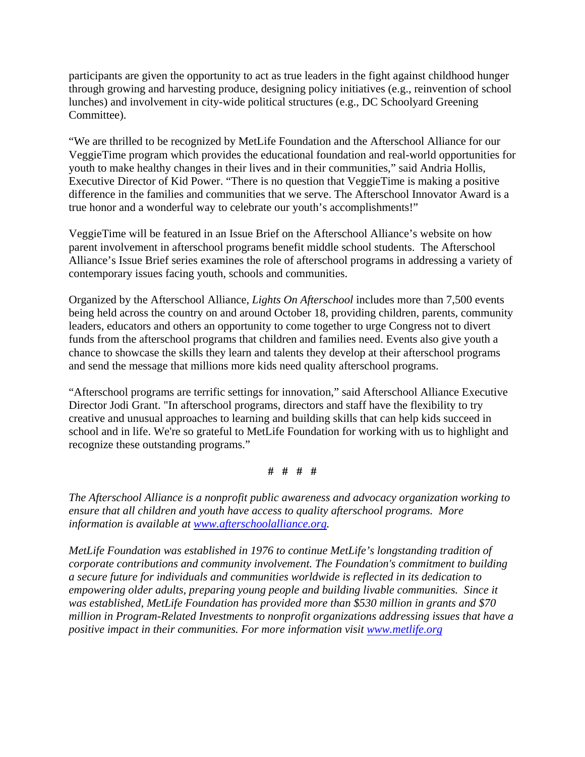participants are given the opportunity to act as true leaders in the fight against childhood hunger through growing and harvesting produce, designing policy initiatives (e.g., reinvention of school lunches) and involvement in city-wide political structures (e.g., DC Schoolyard Greening Committee).

"We are thrilled to be recognized by MetLife Foundation and the Afterschool Alliance for our VeggieTime program which provides the educational foundation and real-world opportunities for youth to make healthy changes in their lives and in their communities," said Andria Hollis, Executive Director of Kid Power. "There is no question that VeggieTime is making a positive difference in the families and communities that we serve. The Afterschool Innovator Award is a true honor and a wonderful way to celebrate our youth's accomplishments!"

VeggieTime will be featured in an Issue Brief on the Afterschool Alliance's website on how parent involvement in afterschool programs benefit middle school students. The Afterschool Alliance's Issue Brief series examines the role of afterschool programs in addressing a variety of contemporary issues facing youth, schools and communities.

Organized by the Afterschool Alliance, *Lights On Afterschool* includes more than 7,500 events being held across the country on and around October 18, providing children, parents, community leaders, educators and others an opportunity to come together to urge Congress not to divert funds from the afterschool programs that children and families need. Events also give youth a chance to showcase the skills they learn and talents they develop at their afterschool programs and send the message that millions more kids need quality afterschool programs.

"Afterschool programs are terrific settings for innovation," said Afterschool Alliance Executive Director Jodi Grant. "In afterschool programs, directors and staff have the flexibility to try creative and unusual approaches to learning and building skills that can help kids succeed in school and in life. We're so grateful to MetLife Foundation for working with us to highlight and recognize these outstanding programs."

# # # #

*The Afterschool Alliance is a nonprofit public awareness and advocacy organization working to ensure that all children and youth have access to quality afterschool programs. More information is available at www.afterschoolalliance.org.*

*MetLife Foundation was established in 1976 to continue MetLife's longstanding tradition of corporate contributions and community involvement. The Foundation's commitment to building a secure future for individuals and communities worldwide is reflected in its dedication to empowering older adults, preparing young people and building livable communities. Since it was established, MetLife Foundation has provided more than $530 million in grants and $70 million in Program-Related Investments to nonprofit organizations addressing issues that have a positive impact in their communities. For more information visit www.metlife.org*